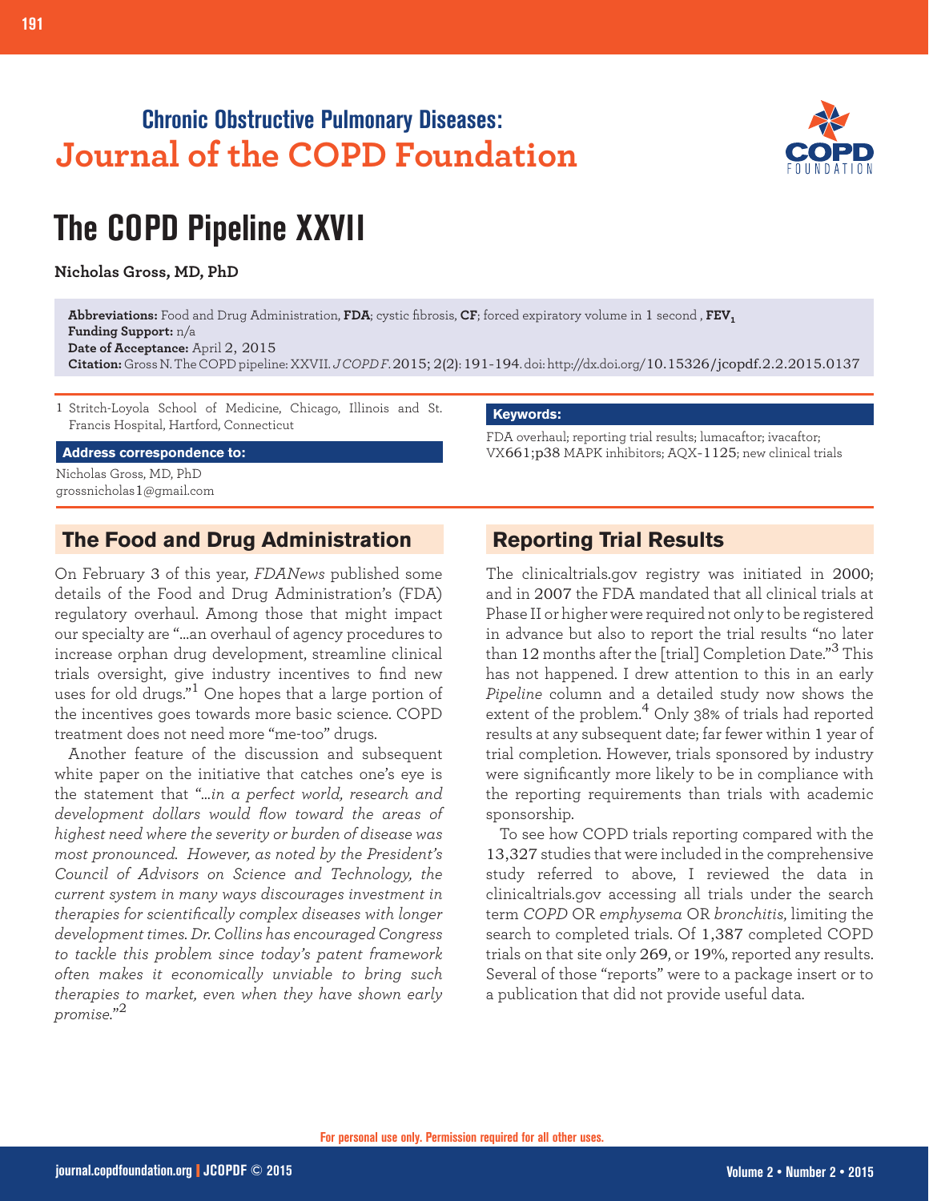# Chronic Obstructive Pulmonary Diseases: Journal of the COPD Foundation

# The COPD Pipeline XXVII

**Nicholas Gross, MD, PhD**

**Abbreviations:** Food and Drug Administration, **FDA**; cystic fibrosis, **CF**; forced expiratory volume in 1 second , **$FEV_1$**
**Funding Support:** n/a
**Date of Acceptance:** April 2, 2015
**Citation:** Gross N. The COPD pipeline: XXVII. *J COPD F.* 2015; 2(2): 191-194. doi: http://dx.doi.org/10.15326/jcopdf.2.2.2015.0137

1 Stritch-Loyola School of Medicine, Chicago, Illinois and St. Francis Hospital, Hartford, Connecticut

**Address correspondence to:**
Nicholas Gross, MD, PhD
grossnicholas1@gmail.com

**Keywords:**
FDA overhaul; reporting trial results; lumacaftor; ivacaftor; VX661;p38 MAPK inhibitors; AQX-1125; new clinical trials

## The Food and Drug Administration

On February 3 of this year, *FDANews* published some details of the Food and Drug Administration's (FDA) regulatory overhaul. Among those that might impact our specialty are "...an overhaul of agency procedures to increase orphan drug development, streamline clinical trials oversight, give industry incentives to find new uses for old drugs."[1] One hopes that a large portion of the incentives goes towards more basic science. COPD treatment does not need more "me-too" drugs.

Another feature of the discussion and subsequent white paper on the initiative that catches one's eye is the statement that "*...in a perfect world, research and development dollars would flow toward the areas of highest need where the severity or burden of disease was most pronounced. However, as noted by the President's Council of Advisors on Science and Technology, the current system in many ways discourages investment in therapies for scientifically complex diseases with longer development times. Dr. Collins has encouraged Congress to tackle this problem since today's patent framework often makes it economically unviable to bring such therapies to market, even when they have shown early promise.*"[2]

## Reporting Trial Results

The clinicaltrials.gov registry was initiated in 2000; and in 2007 the FDA mandated that all clinical trials at Phase II or higher were required not only to be registered in advance but also to report the trial results "no later than 12 months after the [trial] Completion Date."[3] This has not happened. I drew attention to this in an early *Pipeline* column and a detailed study now shows the extent of the problem.[4] Only 38% of trials had reported results at any subsequent date; far fewer within 1 year of trial completion. However, trials sponsored by industry were significantly more likely to be in compliance with the reporting requirements than trials with academic sponsorship.

To see how COPD trials reporting compared with the 13,327 studies that were included in the comprehensive study referred to above, I reviewed the data in clinicaltrials.gov accessing all trials under the search term *COPD* OR *emphysema* OR *bronchitis*, limiting the search to completed trials. Of 1,387 completed COPD trials on that site only 269, or 19%, reported any results. Several of those "reports" were to a package insert or to a publication that did not provide useful data.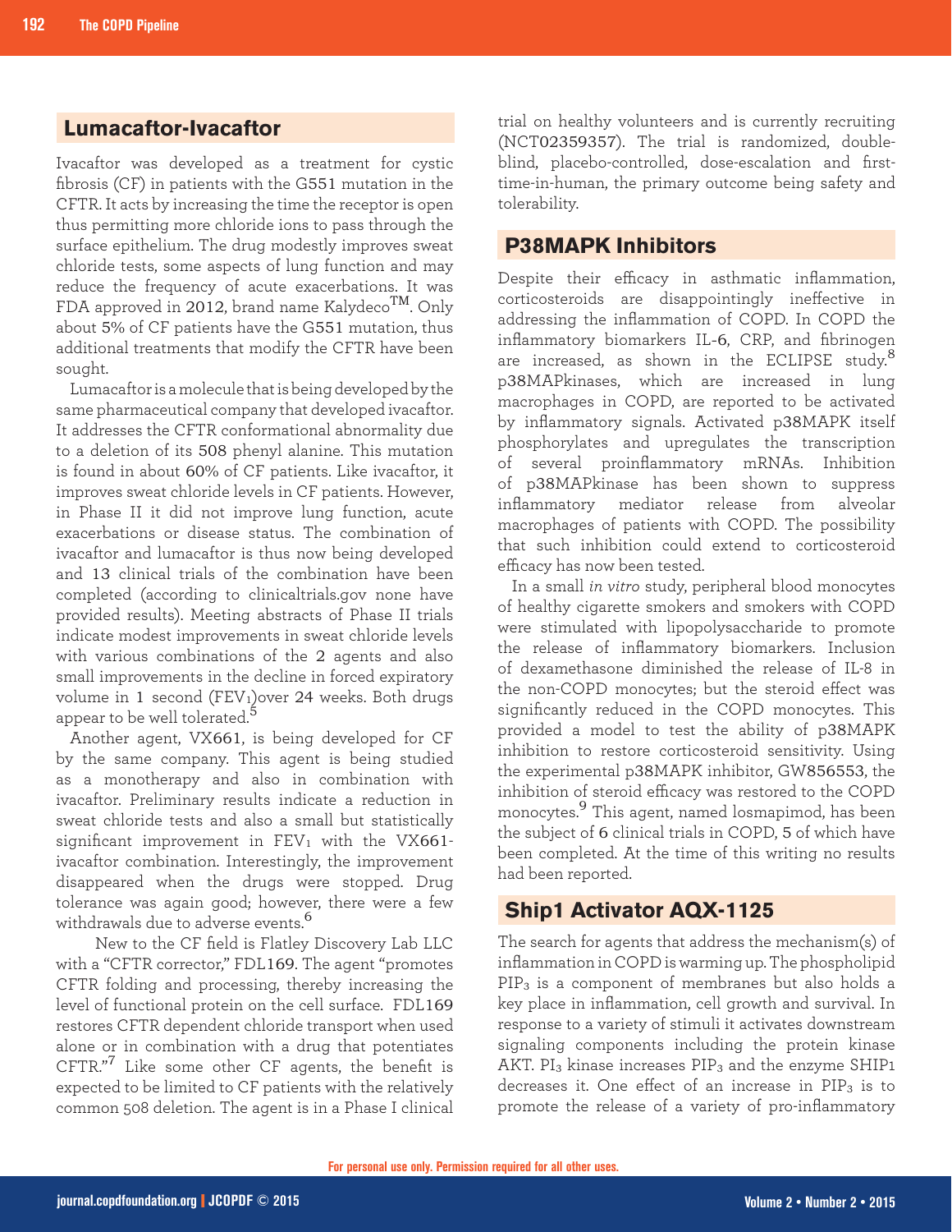## Lumacaftor-Ivacaftor

Ivacaftor was developed as a treatment for cystic fibrosis (CF) in patients with the G551 mutation in the CFTR. It acts by increasing the time the receptor is open thus permitting more chloride ions to pass through the surface epithelium. The drug modestly improves sweat chloride tests, some aspects of lung function and may reduce the frequency of acute exacerbations. It was FDA approved in 2012, brand name Kalydeco™. Only about 5% of CF patients have the G551 mutation, thus additional treatments that modify the CFTR have been sought.

Lumacaftor is a molecule that is being developed by the same pharmaceutical company that developed ivacaftor. It addresses the CFTR conformational abnormality due to a deletion of its 508 phenyl alanine. This mutation is found in about 60% of CF patients. Like ivacaftor, it improves sweat chloride levels in CF patients. However, in Phase II it did not improve lung function, acute exacerbations or disease status. The combination of ivacaftor and lumacaftor is thus now being developed and 13 clinical trials of the combination have been completed (according to clinicaltrials.gov none have provided results). Meeting abstracts of Phase II trials indicate modest improvements in sweat chloride levels with various combinations of the 2 agents and also small improvements in the decline in forced expiratory volume in 1 second ($FEV_1$)over 24 weeks. Both drugs appear to be well tolerated.[5]

Another agent, VX661, is being developed for CF by the same company. This agent is being studied as a monotherapy and also in combination with ivacaftor. Preliminary results indicate a reduction in sweat chloride tests and also a small but statistically significant improvement in $FEV_1$ with the VX661-ivacaftor combination. Interestingly, the improvement disappeared when the drugs were stopped. Drug tolerance was again good; however, there were a few withdrawals due to adverse events.[6]

New to the CF field is Flatley Discovery Lab LLC with a "CFTR corrector," FDL169. The agent "promotes CFTR folding and processing, thereby increasing the level of functional protein on the cell surface. FDL169 restores CFTR dependent chloride transport when used alone or in combination with a drug that potentiates CFTR."[7] Like some other CF agents, the benefit is expected to be limited to CF patients with the relatively common 508 deletion. The agent is in a Phase I clinical trial on healthy volunteers and is currently recruiting (NCT02359357). The trial is randomized, double-blind, placebo-controlled, dose-escalation and first-time-in-human, the primary outcome being safety and tolerability.

## P38MAPK Inhibitors

Despite their efficacy in asthmatic inflammation, corticosteroids are disappointingly ineffective in addressing the inflammation of COPD. In COPD the inflammatory biomarkers IL-6, CRP, and fibrinogen are increased, as shown in the ECLIPSE study.[8] p38MAPkinases, which are increased in lung macrophages in COPD, are reported to be activated by inflammatory signals. Activated p38MAPK itself phosphorylates and upregulates the transcription of several proinflammatory mRNAs. Inhibition of p38MAPkinase has been shown to suppress inflammatory mediator release from alveolar macrophages of patients with COPD. The possibility that such inhibition could extend to corticosteroid efficacy has now been tested.

In a small *in vitro* study, peripheral blood monocytes of healthy cigarette smokers and smokers with COPD were stimulated with lipopolysaccharide to promote the release of inflammatory biomarkers. Inclusion of dexamethasone diminished the release of IL-8 in the non-COPD monocytes; but the steroid effect was significantly reduced in the COPD monocytes. This provided a model to test the ability of p38MAPK inhibition to restore corticosteroid sensitivity. Using the experimental p38MAPK inhibitor, GW856553, the inhibition of steroid efficacy was restored to the COPD monocytes.[9] This agent, named losmapimod, has been the subject of 6 clinical trials in COPD, 5 of which have been completed. At the time of this writing no results had been reported.

## Ship1 Activator AQX-1125

The search for agents that address the mechanism(s) of inflammation in COPD is warming up. The phospholipid $PIP_3$ is a component of membranes but also holds a key place in inflammation, cell growth and survival. In response to a variety of stimuli it activates downstream signaling components including the protein kinase AKT. $PI_3$ kinase increases $PIP_3$ and the enzyme SHIP1 decreases it. One effect of an increase in $PIP_3$ is to promote the release of a variety of pro-inflammatory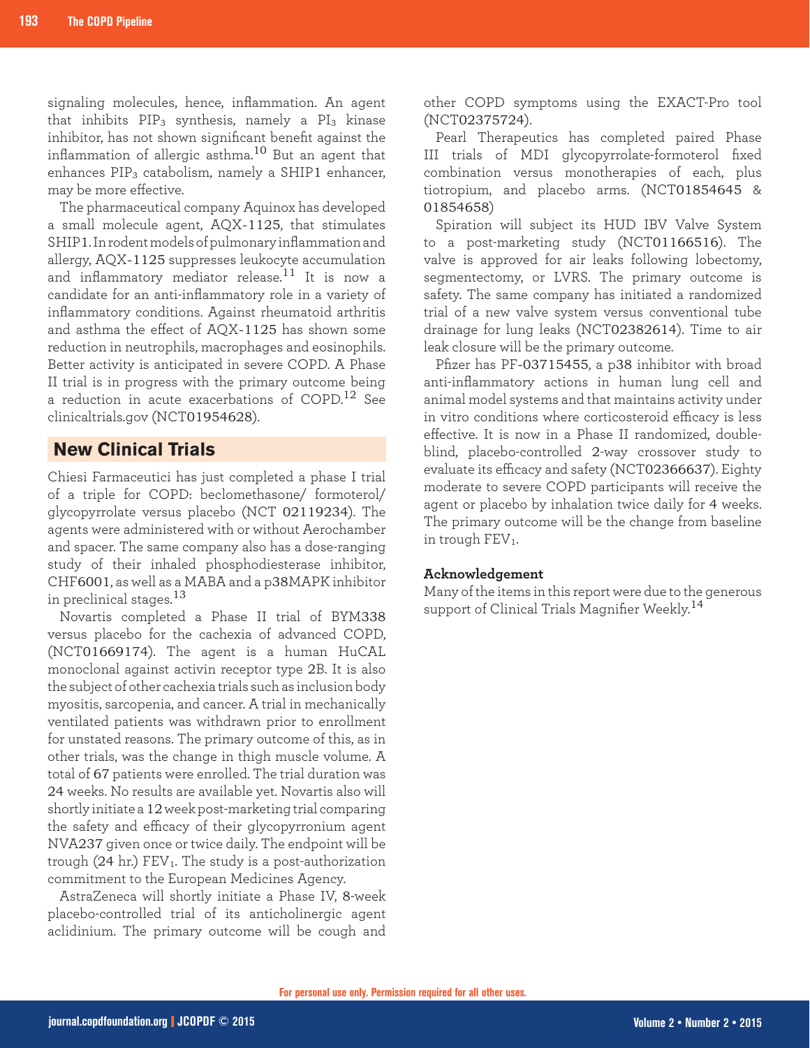signaling molecules, hence, inflammation. An agent that inhibits $PIP_3$ synthesis, namely a $PI_3$ kinase inhibitor, has not shown significant benefit against the inflammation of allergic asthma.[10] But an agent that enhances $PIP_3$ catabolism, namely a SHIP1 enhancer, may be more effective.

The pharmaceutical company Aquinox has developed a small molecule agent, AQX-1125, that stimulates SHIP1. In rodent models of pulmonary inflammation and allergy, AQX-1125 suppresses leukocyte accumulation and inflammatory mediator release.[11] It is now a candidate for an anti-inflammatory role in a variety of inflammatory conditions. Against rheumatoid arthritis and asthma the effect of AQX-1125 has shown some reduction in neutrophils, macrophages and eosinophils. Better activity is anticipated in severe COPD. A Phase II trial is in progress with the primary outcome being a reduction in acute exacerbations of COPD.[12] See clinicaltrials.gov (NCT01954628).

## New Clinical Trials

Chiesi Farmaceutici has just completed a phase I trial of a triple for COPD: beclomethasone/ formoterol/ glycopyrrolate versus placebo (NCT 02119234). The agents were administered with or without Aerochamber and spacer. The same company also has a dose-ranging study of their inhaled phosphodiesterase inhibitor, CHF6001, as well as a MABA and a p38MAPK inhibitor in preclinical stages.[13]

Novartis completed a Phase II trial of BYM338 versus placebo for the cachexia of advanced COPD, (NCT01669174). The agent is a human HuCAL monoclonal against activin receptor type 2B. It is also the subject of other cachexia trials such as inclusion body myositis, sarcopenia, and cancer. A trial in mechanically ventilated patients was withdrawn prior to enrollment for unstated reasons. The primary outcome of this, as in other trials, was the change in thigh muscle volume. A total of 67 patients were enrolled. The trial duration was 24 weeks. No results are available yet. Novartis also will shortly initiate a 12 week post-marketing trial comparing the safety and efficacy of their glycopyrronium agent NVA237 given once or twice daily. The endpoint will be trough (24 hr.) $FEV_1$. The study is a post-authorization commitment to the European Medicines Agency.

AstraZeneca will shortly initiate a Phase IV, 8-week placebo-controlled trial of its anticholinergic agent aclidinium. The primary outcome will be cough and other COPD symptoms using the EXACT-Pro tool (NCT02375724).

Pearl Therapeutics has completed paired Phase III trials of MDI glycopyrrolate-formoterol fixed combination versus monotherapies of each, plus tiotropium, and placebo arms. (NCT01854645 & 01854658)

Spiration will subject its HUD IBV Valve System to a post-marketing study (NCT01166516). The valve is approved for air leaks following lobectomy, segmentectomy, or LVRS. The primary outcome is safety. The same company has initiated a randomized trial of a new valve system versus conventional tube drainage for lung leaks (NCT02382614). Time to air leak closure will be the primary outcome.

Pfizer has PF-03715455, a p38 inhibitor with broad anti-inflammatory actions in human lung cell and animal model systems and that maintains activity under in vitro conditions where corticosteroid efficacy is less effective. It is now in a Phase II randomized, double-blind, placebo-controlled 2-way crossover study to evaluate its efficacy and safety (NCT02366637). Eighty moderate to severe COPD participants will receive the agent or placebo by inhalation twice daily for 4 weeks. The primary outcome will be the change from baseline in trough $FEV_1$.

**Acknowledgement**

Many of the items in this report were due to the generous support of Clinical Trials Magnifier Weekly.[14]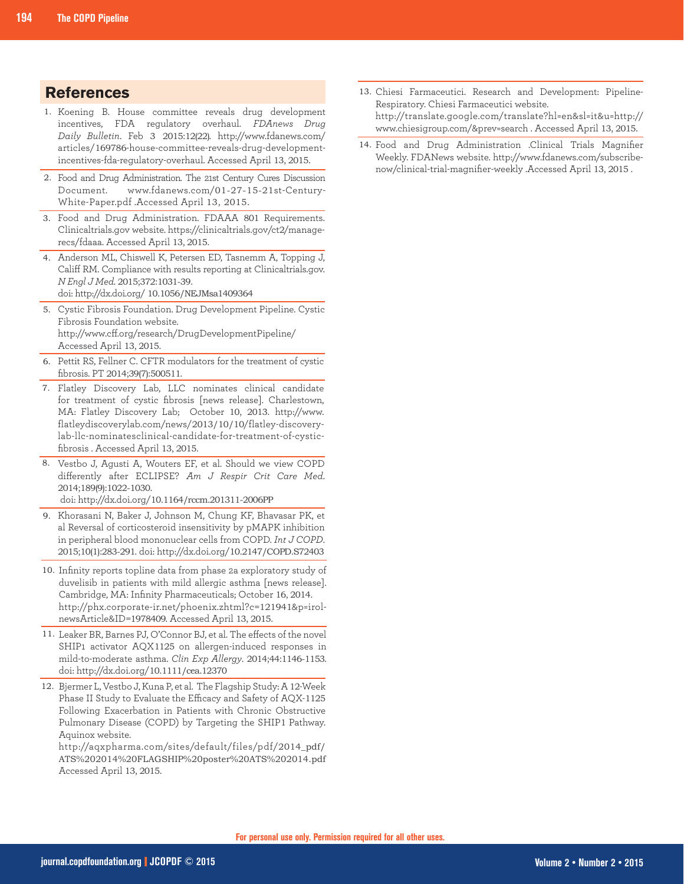## References

1. Koening B. House committee reveals drug development incentives, FDA regulatory overhaul. *FDAnews Drug Daily Bulletin*. Feb 3 2015:12(22). http://www.fdanews.com/articles/169786-house-committee-reveals-drug-development-incentives-fda-regulatory-overhaul. Accessed April 13, 2015.
2. Food and Drug Administration. The 21st Century Cures Discussion Document. www.fdanews.com/01-27-15-21st-Century-White-Paper.pdf .Accessed April 13, 2015.
3. Food and Drug Administration. FDAAA 801 Requirements. Clinicaltrials.gov website. https://clinicaltrials.gov/ct2/manage-recs/fdaaa. Accessed April 13, 2015.
4. Anderson ML, Chiswell K, Petersen ED, Tasnemm A, Topping J, Califf RM. Compliance with results reporting at Clinicaltrials.gov. *N Engl J Med*. 2015;372:1031-39. doi: http://dx.doi.org/ 10.1056/NEJMsa1409364
5. Cystic Fibrosis Foundation. Drug Development Pipeline. Cystic Fibrosis Foundation website. http://www.cff.org/research/DrugDevelopmentPipeline/ Accessed April 13, 2015.
6. Pettit RS, Fellner C. CFTR modulators for the treatment of cystic fibrosis. PT 2014;39(7):500511.
7. Flatley Discovery Lab, LLC nominates clinical candidate for treatment of cystic fibrosis [news release]. Charlestown, MA: Flatley Discovery Lab; October 10, 2013. http://www.flatleydiscoverylab.com/news/2013/10/10/flatley-discovery-lab-llc-nominatesclinical-candidate-for-treatment-of-cystic-fibrosis . Accessed April 13, 2015.
8. Vestbo J, Agusti A, Wouters EF, et al. Should we view COPD differently after ECLIPSE? *Am J Respir Crit Care Med*. 2014;189(9):1022-1030. doi: http://dx.doi.org/10.1164/rccm.201311-2006PP
9. Khorasani N, Baker J, Johnson M, Chung KF, Bhavasar PK, et al Reversal of corticosteroid insensitivity by pMAPK inhibition in peripheral blood mononuclear cells from COPD. *Int J COPD*. 2015;10(1):283-291. doi: http://dx.doi.org/10.2147/COPD.S72403
10. Infinity reports topline data from phase 2a exploratory study of duvelisib in patients with mild allergic asthma [news release]. Cambridge, MA: Infinity Pharmaceuticals; October 16, 2014. http://phx.corporate-ir.net/phoenix.zhtml?c=121941&p=irol-newsArticle&ID=1978409. Accessed April 13, 2015.
11. Leaker BR, Barnes PJ, O'Connor BJ, et al. The effects of the novel SHIP1 activator AQX1125 on allergen-induced responses in mild-to-moderate asthma. *Clin Exp Allergy*. 2014;44:1146-1153. doi: http://dx.doi.org/10.1111/cea.12370
12. Bjermer L, Vestbo J, Kuna P, et al. The Flagship Study: A 12-Week Phase II Study to Evaluate the Efficacy and Safety of AQX-1125 Following Exacerbation in Patients with Chronic Obstructive Pulmonary Disease (COPD) by Targeting the SHIP1 Pathway. Aquinox website. http://aqxpharma.com/sites/default/files/pdf/2014_pdf/ATS%202014%20FLAGSHIP%20poster%20ATS%202014.pdf Accessed April 13, 2015.
13. Chiesi Farmaceutici. Research and Development: Pipeline-Respiratory. Chiesi Farmaceutici website. http://translate.google.com/translate?hl=en&sl=it&u=http://www.chiesigroup.com/&prev=search . Accessed April 13, 2015.
14. Food and Drug Administration .Clinical Trials Magnifier Weekly. FDANews website. http://www.fdanews.com/subscribe-now/clinical-trial-magnifier-weekly .Accessed April 13, 2015 .